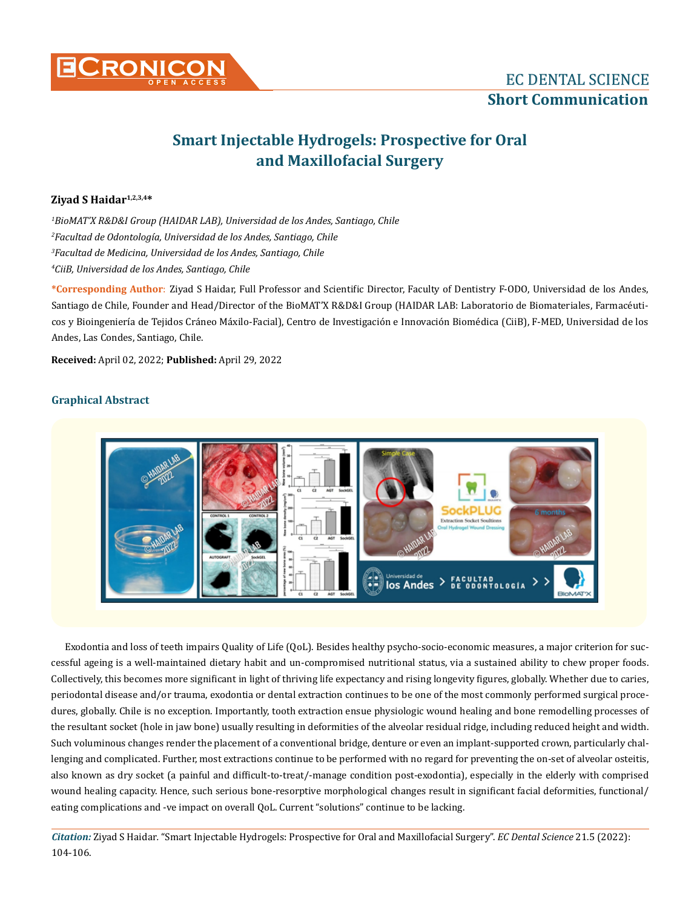# Smart Injectable Hydrogels: Prospective for Oral and Maxillofacial Surgery

**Ziyad S Haidar[1,2,3,4]***

[1]*BioMAT'X R&D&I Group (HAIDAR LAB), Universidad de los Andes, Santiago, Chile*

[2]*Facultad de Odontología, Universidad de los Andes, Santiago, Chile*

[3]*Facultad de Medicina, Universidad de los Andes, Santiago, Chile*

[4]*CiiB, Universidad de los Andes, Santiago, Chile*

**\*Corresponding Author**: Ziyad S Haidar, Full Professor and Scientific Director, Faculty of Dentistry F-ODO, Universidad de los Andes, Santiago de Chile, Founder and Head/Director of the BioMAT'X R&D&I Group (HAIDAR LAB: Laboratorio de Biomateriales, Farmacéuticos y Bioingeniería de Tejidos Cráneo Máxilo-Facial), Centro de Investigación e Innovación Biomédica (CiiB), F-MED, Universidad de los Andes, Las Condes, Santiago, Chile.

**Received:** April 02, 2022; **Published:** April 29, 2022

## Graphical Abstract

Exodontia and loss of teeth impairs Quality of Life (QoL). Besides healthy psycho-socio-economic measures, a major criterion for successful ageing is a well-maintained dietary habit and un-compromised nutritional status, via a sustained ability to chew proper foods. Collectively, this becomes more significant in light of thriving life expectancy and rising longevity figures, globally. Whether due to caries, periodontal disease and/or trauma, exodontia or dental extraction continues to be one of the most commonly performed surgical procedures, globally. Chile is no exception. Importantly, tooth extraction ensue physiologic wound healing and bone remodelling processes of the resultant socket (hole in jaw bone) usually resulting in deformities of the alveolar residual ridge, including reduced height and width. Such voluminous changes render the placement of a conventional bridge, denture or even an implant-supported crown, particularly challenging and complicated. Further, most extractions continue to be performed with no regard for preventing the on-set of alveolar osteitis, also known as dry socket (a painful and difficult-to-treat/-manage condition post-exodontia), especially in the elderly with comprised wound healing capacity. Hence, such serious bone-resorptive morphological changes result in significant facial deformities, functional/eating complications and -ve impact on overall QoL. Current "solutions" continue to be lacking.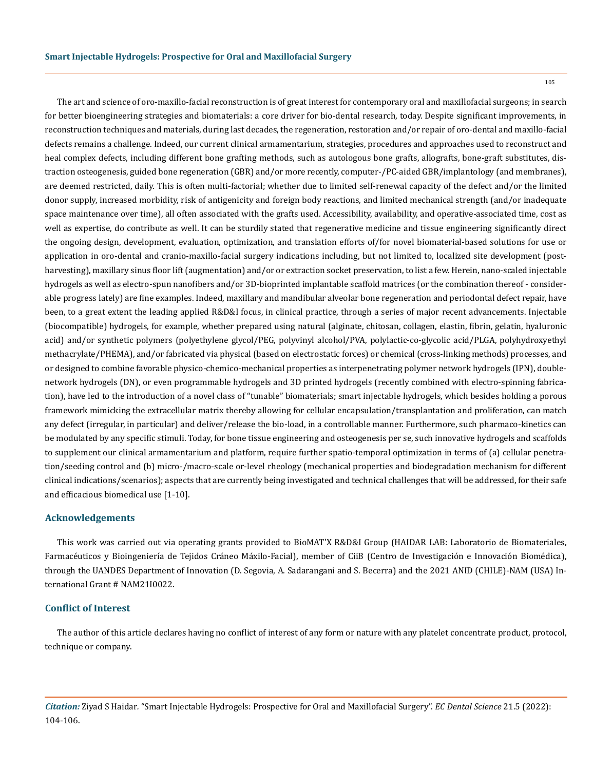The art and science of oro-maxillo-facial reconstruction is of great interest for contemporary oral and maxillofacial surgeons; in search for better bioengineering strategies and biomaterials: a core driver for bio-dental research, today. Despite significant improvements, in reconstruction techniques and materials, during last decades, the regeneration, restoration and/or repair of oro-dental and maxillo-facial defects remains a challenge. Indeed, our current clinical armamentarium, strategies, procedures and approaches used to reconstruct and heal complex defects, including different bone grafting methods, such as autologous bone grafts, allografts, bone-graft substitutes, distraction osteogenesis, guided bone regeneration (GBR) and/or more recently, computer-/PC-aided GBR/implantology (and membranes), are deemed restricted, daily. This is often multi-factorial; whether due to limited self-renewal capacity of the defect and/or the limited donor supply, increased morbidity, risk of antigenicity and foreign body reactions, and limited mechanical strength (and/or inadequate space maintenance over time), all often associated with the grafts used. Accessibility, availability, and operative-associated time, cost as well as expertise, do contribute as well. It can be sturdily stated that regenerative medicine and tissue engineering significantly direct the ongoing design, development, evaluation, optimization, and translation efforts of/for novel biomaterial-based solutions for use or application in oro-dental and cranio-maxillo-facial surgery indications including, but not limited to, localized site development (post-harvesting), maxillary sinus floor lift (augmentation) and/or or extraction socket preservation, to list a few. Herein, nano-scaled injectable hydrogels as well as electro-spun nanofibers and/or 3D-bioprinted implantable scaffold matrices (or the combination thereof - considerable progress lately) are fine examples. Indeed, maxillary and mandibular alveolar bone regeneration and periodontal defect repair, have been, to a great extent the leading applied R&D&I focus, in clinical practice, through a series of major recent advancements. Injectable (biocompatible) hydrogels, for example, whether prepared using natural (alginate, chitosan, collagen, elastin, fibrin, gelatin, hyaluronic acid) and/or synthetic polymers (polyethylene glycol/PEG, polyvinyl alcohol/PVA, polylactic-co-glycolic acid/PLGA, polyhydroxyethyl methacrylate/PHEMA), and/or fabricated via physical (based on electrostatic forces) or chemical (cross-linking methods) processes, and or designed to combine favorable physico-chemico-mechanical properties as interpenetrating polymer network hydrogels (IPN), double-network hydrogels (DN), or even programmable hydrogels and 3D printed hydrogels (recently combined with electro-spinning fabrication), have led to the introduction of a novel class of "tunable" biomaterials; smart injectable hydrogels, which besides holding a porous framework mimicking the extracellular matrix thereby allowing for cellular encapsulation/transplantation and proliferation, can match any defect (irregular, in particular) and deliver/release the bio-load, in a controllable manner. Furthermore, such pharmaco-kinetics can be modulated by any specific stimuli. Today, for bone tissue engineering and osteogenesis per se, such innovative hydrogels and scaffolds to supplement our clinical armamentarium and platform, require further spatio-temporal optimization in terms of (a) cellular penetration/seeding control and (b) micro-/macro-scale or-level rheology (mechanical properties and biodegradation mechanism for different clinical indications/scenarios); aspects that are currently being investigated and technical challenges that will be addressed, for their safe and efficacious biomedical use [1-10].

## Acknowledgements

This work was carried out via operating grants provided to BioMAT'X R&D&I Group (HAIDAR LAB: Laboratorio de Biomateriales, Farmacéuticos y Bioingeniería de Tejidos Cráneo Máxilo-Facial), member of CiiB (Centro de Investigación e Innovación Biomédica), through the UANDES Department of Innovation (D. Segovia, A. Sadarangani and S. Becerra) and the 2021 ANID (CHILE)-NAM (USA) International Grant # NAM21I0022.

## Conflict of Interest

The author of this article declares having no conflict of interest of any form or nature with any platelet concentrate product, protocol, technique or company.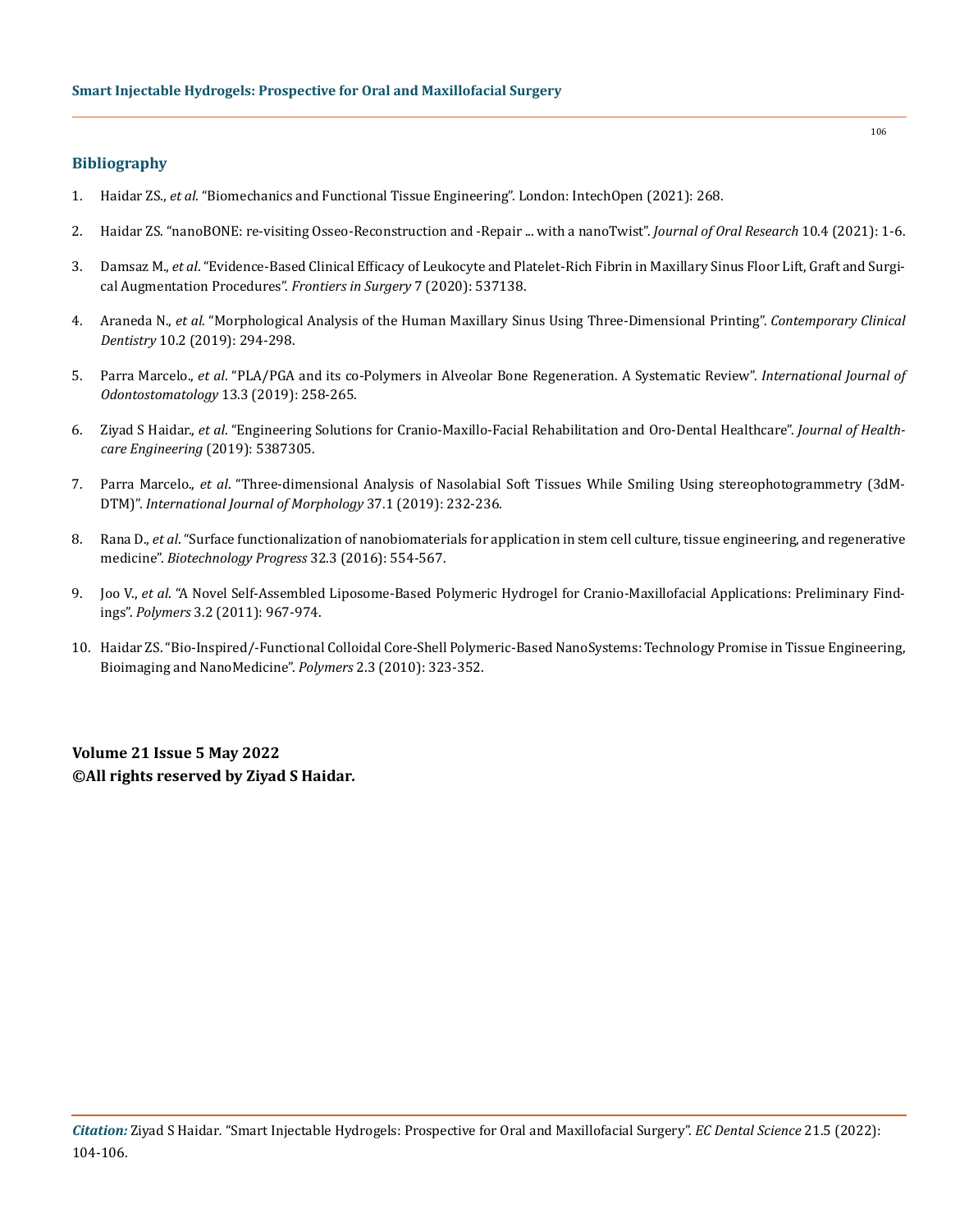## Bibliography

1. Haidar ZS., *et al*. "Biomechanics and Functional Tissue Engineering". London: IntechOpen (2021): 268.
2. Haidar ZS. "nanoBONE: re-visiting Osseo-Reconstruction and -Repair ... with a nanoTwist". *Journal of Oral Research* 10.4 (2021): 1-6.
3. Damsaz M., *et al*. "Evidence-Based Clinical Efficacy of Leukocyte and Platelet-Rich Fibrin in Maxillary Sinus Floor Lift, Graft and Surgical Augmentation Procedures". *Frontiers in Surgery* 7 (2020): 537138.
4. Araneda N., *et al*. "Morphological Analysis of the Human Maxillary Sinus Using Three-Dimensional Printing". *Contemporary Clinical Dentistry* 10.2 (2019): 294-298.
5. Parra Marcelo., *et al*. "PLA/PGA and its co-Polymers in Alveolar Bone Regeneration. A Systematic Review". *International Journal of Odontostomatology* 13.3 (2019): 258-265.
6. Ziyad S Haidar., *et al*. "Engineering Solutions for Cranio-Maxillo-Facial Rehabilitation and Oro-Dental Healthcare". *Journal of Healthcare Engineering* (2019): 5387305.
7. Parra Marcelo., *et al*. "Three-dimensional Analysis of Nasolabial Soft Tissues While Smiling Using stereophotogrammetry (3dMDTM)". *International Journal of Morphology* 37.1 (2019): 232-236.
8. Rana D., *et al*. "Surface functionalization of nanobiomaterials for application in stem cell culture, tissue engineering, and regenerative medicine". *Biotechnology Progress* 32.3 (2016): 554-567.
9. Joo V., *et al*. "A Novel Self-Assembled Liposome-Based Polymeric Hydrogel for Cranio-Maxillofacial Applications: Preliminary Findings". *Polymers* 3.2 (2011): 967-974.
10. Haidar ZS. "Bio-Inspired/-Functional Colloidal Core-Shell Polymeric-Based NanoSystems: Technology Promise in Tissue Engineering, Bioimaging and NanoMedicine". *Polymers* 2.3 (2010): 323-352.

**Volume 21 Issue 5 May 2022**
**©All rights reserved by Ziyad S Haidar.**